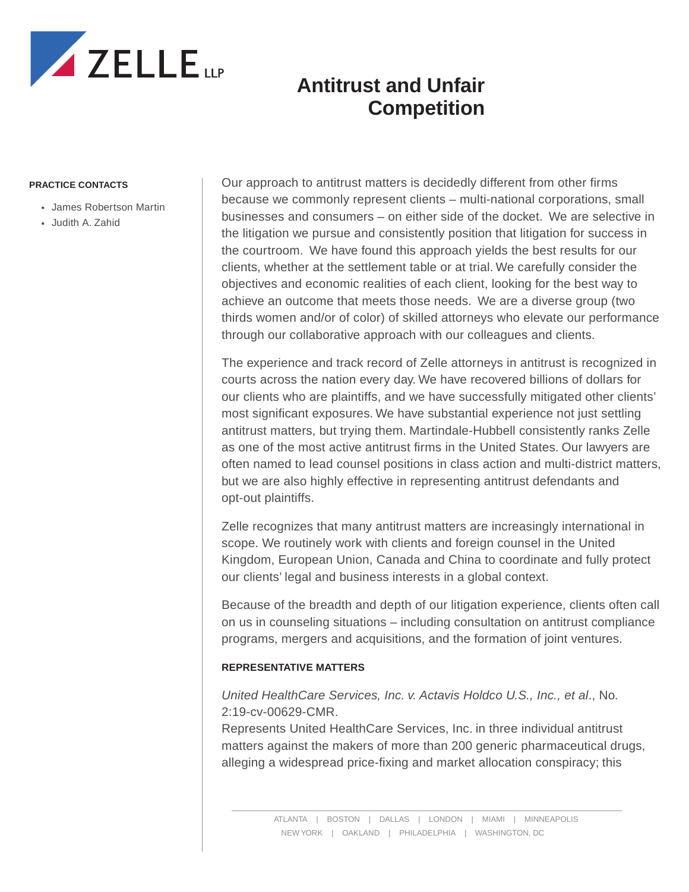# Antitrust and Unfair Competition

**PRACTICE CONTACTS**

- James Robertson Martin
- Judith A. Zahid

Our approach to antitrust matters is decidedly different from other firms because we commonly represent clients – multi-national corporations, small businesses and consumers – on either side of the docket. We are selective in the litigation we pursue and consistently position that litigation for success in the courtroom. We have found this approach yields the best results for our clients, whether at the settlement table or at trial. We carefully consider the objectives and economic realities of each client, looking for the best way to achieve an outcome that meets those needs. We are a diverse group (two thirds women and/or of color) of skilled attorneys who elevate our performance through our collaborative approach with our colleagues and clients.

The experience and track record of Zelle attorneys in antitrust is recognized in courts across the nation every day. We have recovered billions of dollars for our clients who are plaintiffs, and we have successfully mitigated other clients' most significant exposures. We have substantial experience not just settling antitrust matters, but trying them. Martindale-Hubbell consistently ranks Zelle as one of the most active antitrust firms in the United States. Our lawyers are often named to lead counsel positions in class action and multi-district matters, but we are also highly effective in representing antitrust defendants and opt-out plaintiffs.

Zelle recognizes that many antitrust matters are increasingly international in scope. We routinely work with clients and foreign counsel in the United Kingdom, European Union, Canada and China to coordinate and fully protect our clients' legal and business interests in a global context.

Because of the breadth and depth of our litigation experience, clients often call on us in counseling situations – including consultation on antitrust compliance programs, mergers and acquisitions, and the formation of joint ventures.

**REPRESENTATIVE MATTERS**

*United HealthCare Services, Inc. v. Actavis Holdco U.S., Inc., et al*., No. 2:19-cv-00629-CMR.
Represents United HealthCare Services, Inc. in three individual antitrust matters against the makers of more than 200 generic pharmaceutical drugs, alleging a widespread price-fixing and market allocation conspiracy; this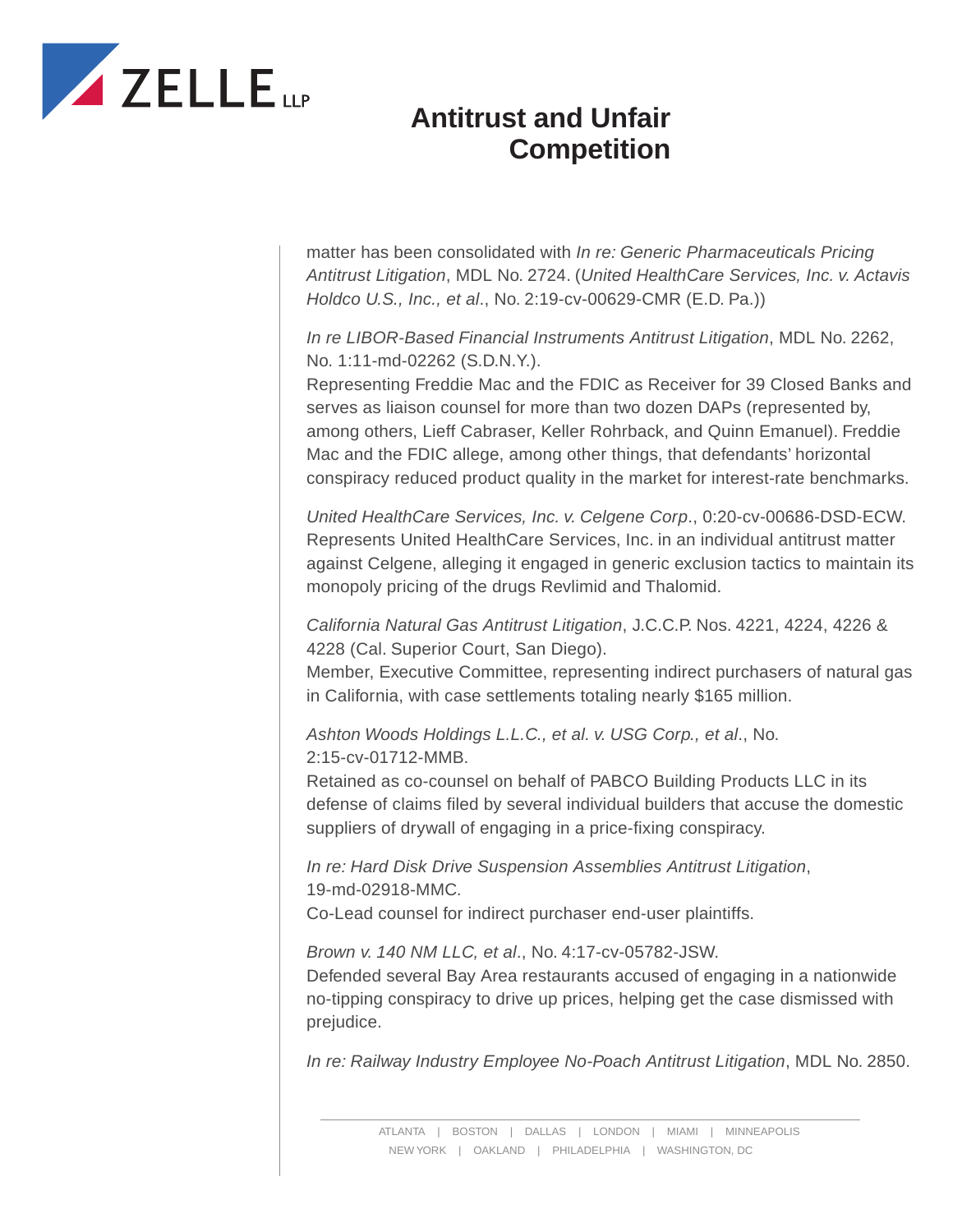matter has been consolidated with *In re: Generic Pharmaceuticals Pricing Antitrust Litigation*, MDL No. 2724. (*United HealthCare Services, Inc. v. Actavis Holdco U.S., Inc., et al*., No. 2:19-cv-00629-CMR (E.D. Pa.))

*In re LIBOR-Based Financial Instruments Antitrust Litigation*, MDL No. 2262, No. 1:11-md-02262 (S.D.N.Y.).
Representing Freddie Mac and the FDIC as Receiver for 39 Closed Banks and serves as liaison counsel for more than two dozen DAPs (represented by, among others, Lieff Cabraser, Keller Rohrback, and Quinn Emanuel). Freddie Mac and the FDIC allege, among other things, that defendants' horizontal conspiracy reduced product quality in the market for interest-rate benchmarks.

*United HealthCare Services, Inc. v. Celgene Corp*., 0:20-cv-00686-DSD-ECW.
Represents United HealthCare Services, Inc. in an individual antitrust matter against Celgene, alleging it engaged in generic exclusion tactics to maintain its monopoly pricing of the drugs Revlimid and Thalomid.

*California Natural Gas Antitrust Litigation*, J.C.C.P. Nos. 4221, 4224, 4226 & 4228 (Cal. Superior Court, San Diego).
Member, Executive Committee, representing indirect purchasers of natural gas in California, with case settlements totaling nearly $165 million.

*Ashton Woods Holdings L.L.C., et al. v. USG Corp., et al*., No. 2:15-cv-01712-MMB.
Retained as co-counsel on behalf of PABCO Building Products LLC in its defense of claims filed by several individual builders that accuse the domestic suppliers of drywall of engaging in a price-fixing conspiracy.

*In re: Hard Disk Drive Suspension Assemblies Antitrust Litigation*, 19-md-02918-MMC.
Co-Lead counsel for indirect purchaser end-user plaintiffs.

*Brown v. 140 NM LLC, et al*., No. 4:17-cv-05782-JSW.
Defended several Bay Area restaurants accused of engaging in a nationwide no-tipping conspiracy to drive up prices, helping get the case dismissed with prejudice.

*In re: Railway Industry Employee No-Poach Antitrust Litigation*, MDL No. 2850.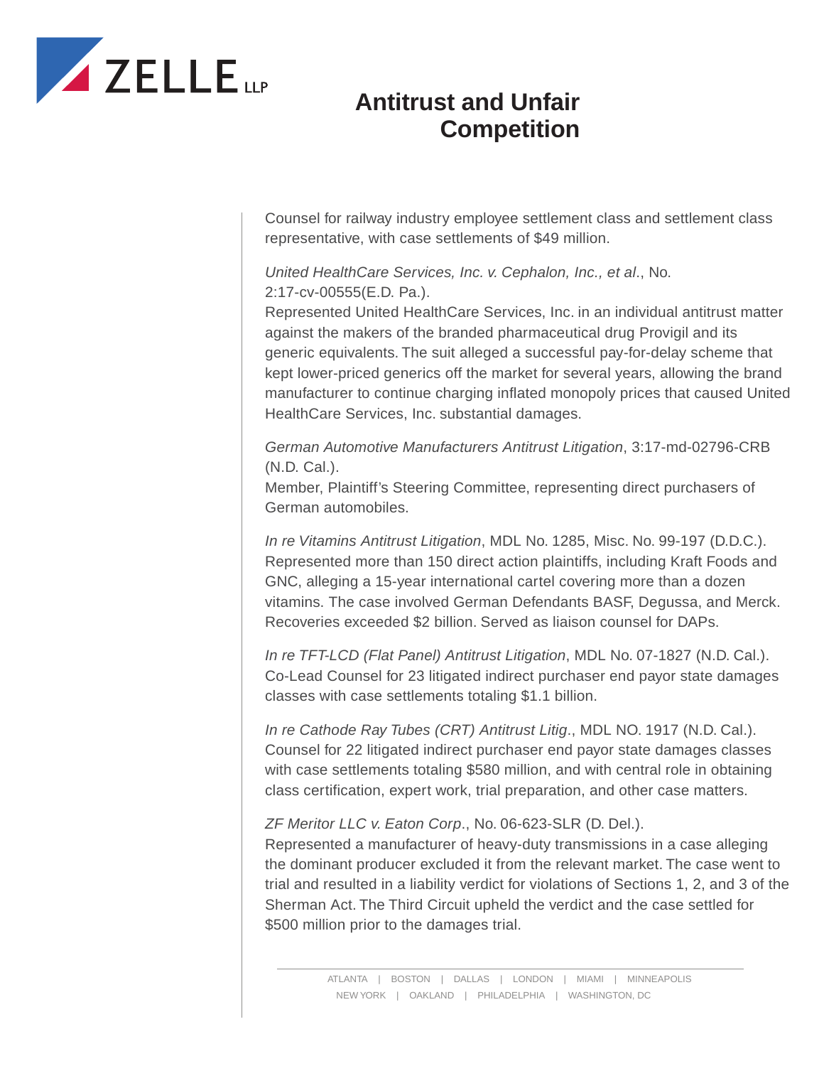# Antitrust and Unfair Competition

Counsel for railway industry employee settlement class and settlement class representative, with case settlements of $49 million.

*United HealthCare Services, Inc. v. Cephalon, Inc., et al*., No. 2:17-cv-00555(E.D. Pa.).
Represented United HealthCare Services, Inc. in an individual antitrust matter against the makers of the branded pharmaceutical drug Provigil and its generic equivalents. The suit alleged a successful pay-for-delay scheme that kept lower-priced generics off the market for several years, allowing the brand manufacturer to continue charging inflated monopoly prices that caused United HealthCare Services, Inc. substantial damages.

*German Automotive Manufacturers Antitrust Litigation*, 3:17-md-02796-CRB (N.D. Cal.).
Member, Plaintiff's Steering Committee, representing direct purchasers of German automobiles.

*In re Vitamins Antitrust Litigation*, MDL No. 1285, Misc. No. 99-197 (D.D.C.).
Represented more than 150 direct action plaintiffs, including Kraft Foods and GNC, alleging a 15-year international cartel covering more than a dozen vitamins. The case involved German Defendants BASF, Degussa, and Merck. Recoveries exceeded $2 billion. Served as liaison counsel for DAPs.

*In re TFT-LCD (Flat Panel) Antitrust Litigation*, MDL No. 07-1827 (N.D. Cal.).
Co-Lead Counsel for 23 litigated indirect purchaser end payor state damages classes with case settlements totaling $1.1 billion.

*In re Cathode Ray Tubes (CRT) Antitrust Litig*., MDL NO. 1917 (N.D. Cal.).
Counsel for 22 litigated indirect purchaser end payor state damages classes with case settlements totaling $580 million, and with central role in obtaining class certification, expert work, trial preparation, and other case matters.

*ZF Meritor LLC v. Eaton Corp*., No. 06-623-SLR (D. Del.).
Represented a manufacturer of heavy-duty transmissions in a case alleging the dominant producer excluded it from the relevant market. The case went to trial and resulted in a liability verdict for violations of Sections 1, 2, and 3 of the Sherman Act. The Third Circuit upheld the verdict and the case settled for $500 million prior to the damages trial.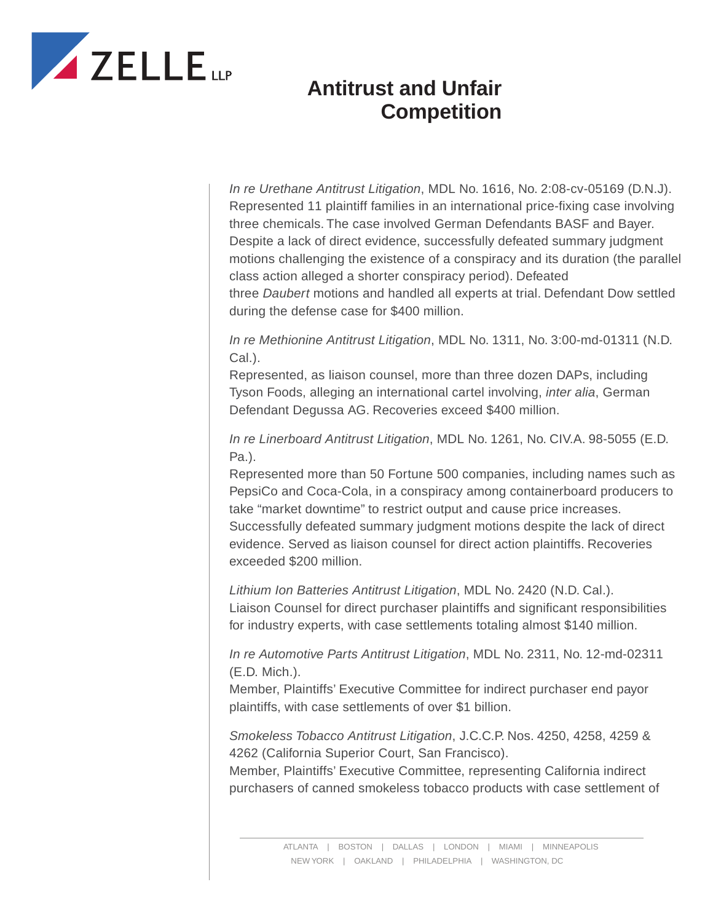# Antitrust and Unfair Competition

*In re Urethane Antitrust Litigation*, MDL No. 1616, No. 2:08-cv-05169 (D.N.J). Represented 11 plaintiff families in an international price-fixing case involving three chemicals. The case involved German Defendants BASF and Bayer. Despite a lack of direct evidence, successfully defeated summary judgment motions challenging the existence of a conspiracy and its duration (the parallel class action alleged a shorter conspiracy period). Defeated three *Daubert* motions and handled all experts at trial. Defendant Dow settled during the defense case for $400 million.

*In re Methionine Antitrust Litigation*, MDL No. 1311, No. 3:00-md-01311 (N.D. Cal.).
Represented, as liaison counsel, more than three dozen DAPs, including Tyson Foods, alleging an international cartel involving, *inter alia*, German Defendant Degussa AG. Recoveries exceed $400 million.

*In re Linerboard Antitrust Litigation*, MDL No. 1261, No. CIV.A. 98-5055 (E.D. Pa.).
Represented more than 50 Fortune 500 companies, including names such as PepsiCo and Coca-Cola, in a conspiracy among containerboard producers to take "market downtime" to restrict output and cause price increases. Successfully defeated summary judgment motions despite the lack of direct evidence. Served as liaison counsel for direct action plaintiffs. Recoveries exceeded $200 million.

*Lithium Ion Batteries Antitrust Litigation*, MDL No. 2420 (N.D. Cal.).
Liaison Counsel for direct purchaser plaintiffs and significant responsibilities for industry experts, with case settlements totaling almost $140 million.

*In re Automotive Parts Antitrust Litigation*, MDL No. 2311, No. 12-md-02311 (E.D. Mich.).
Member, Plaintiffs' Executive Committee for indirect purchaser end payor plaintiffs, with case settlements of over $1 billion.

*Smokeless Tobacco Antitrust Litigation*, J.C.C.P. Nos. 4250, 4258, 4259 & 4262 (California Superior Court, San Francisco).
Member, Plaintiffs' Executive Committee, representing California indirect purchasers of canned smokeless tobacco products with case settlement of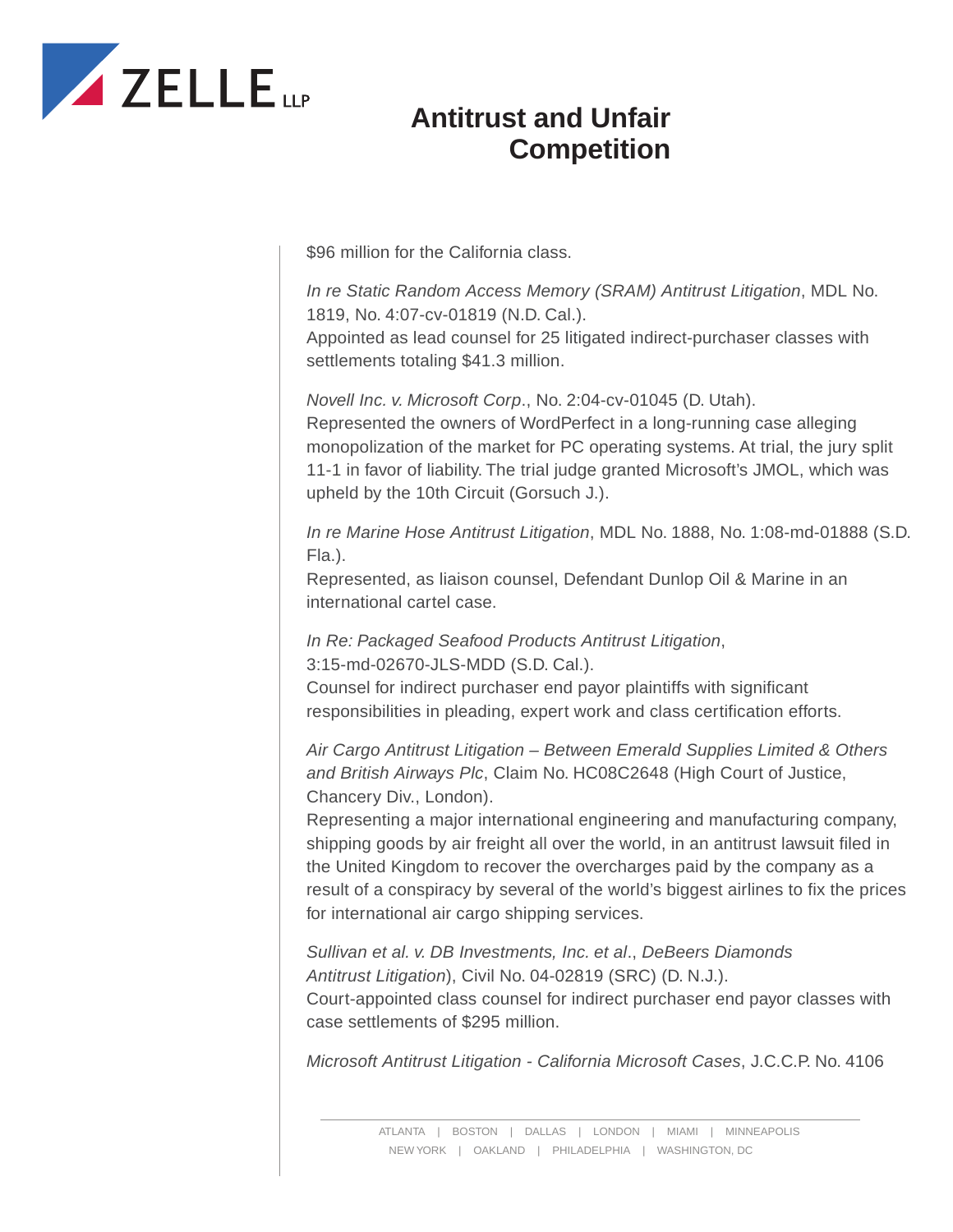$96 million for the California class.

*In re Static Random Access Memory (SRAM) Antitrust Litigation*, MDL No. 1819, No. 4:07-cv-01819 (N.D. Cal.).
Appointed as lead counsel for 25 litigated indirect-purchaser classes with settlements totaling $41.3 million.

*Novell Inc. v. Microsoft Corp*., No. 2:04-cv-01045 (D. Utah).
Represented the owners of WordPerfect in a long-running case alleging monopolization of the market for PC operating systems. At trial, the jury split 11-1 in favor of liability. The trial judge granted Microsoft's JMOL, which was upheld by the 10th Circuit (Gorsuch J.).

*In re Marine Hose Antitrust Litigation*, MDL No. 1888, No. 1:08-md-01888 (S.D. Fla.).
Represented, as liaison counsel, Defendant Dunlop Oil & Marine in an international cartel case.

*In Re: Packaged Seafood Products Antitrust Litigation*, 3:15-md-02670-JLS-MDD (S.D. Cal.).
Counsel for indirect purchaser end payor plaintiffs with significant responsibilities in pleading, expert work and class certification efforts.

*Air Cargo Antitrust Litigation – Between Emerald Supplies Limited & Others and British Airways Plc*, Claim No. HC08C2648 (High Court of Justice, Chancery Div., London).
Representing a major international engineering and manufacturing company, shipping goods by air freight all over the world, in an antitrust lawsuit filed in the United Kingdom to recover the overcharges paid by the company as a result of a conspiracy by several of the world's biggest airlines to fix the prices for international air cargo shipping services.

*Sullivan et al. v. DB Investments, Inc. et al*., *DeBeers Diamonds Antitrust Litigation*), Civil No. 04-02819 (SRC) (D. N.J.).
Court-appointed class counsel for indirect purchaser end payor classes with case settlements of $295 million.

*Microsoft Antitrust Litigation - California Microsoft Cases*, J.C.C.P. No. 4106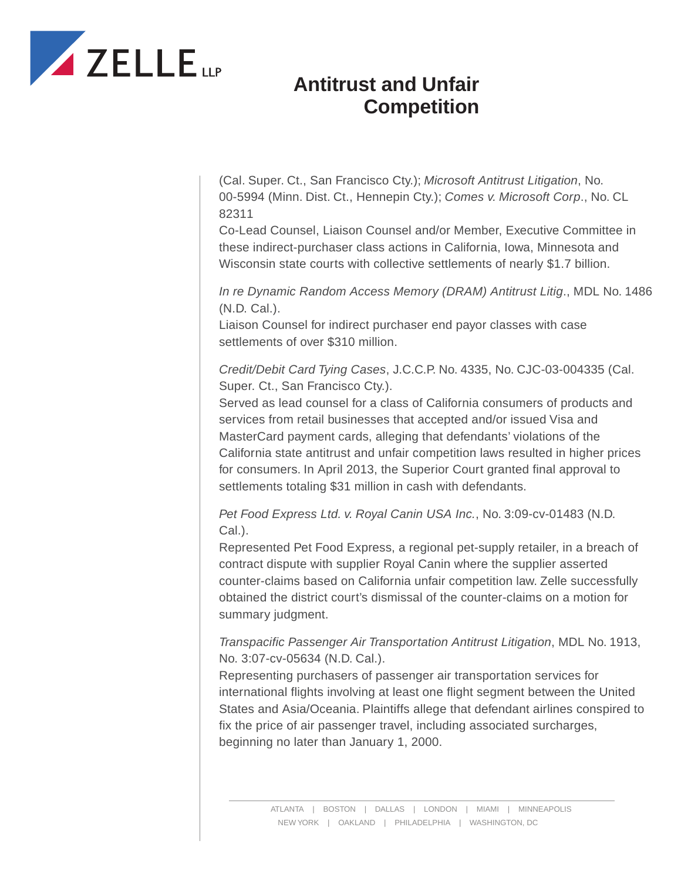(Cal. Super. Ct., San Francisco Cty.); *Microsoft Antitrust Litigation*, No. 00-5994 (Minn. Dist. Ct., Hennepin Cty.); *Comes v. Microsoft Corp*., No. CL 82311
Co-Lead Counsel, Liaison Counsel and/or Member, Executive Committee in these indirect-purchaser class actions in California, Iowa, Minnesota and Wisconsin state courts with collective settlements of nearly $1.7 billion.

*In re Dynamic Random Access Memory (DRAM) Antitrust Litig*., MDL No. 1486 (N.D. Cal.).
Liaison Counsel for indirect purchaser end payor classes with case settlements of over $310 million.

*Credit/Debit Card Tying Cases*, J.C.C.P. No. 4335, No. CJC-03-004335 (Cal. Super. Ct., San Francisco Cty.).
Served as lead counsel for a class of California consumers of products and services from retail businesses that accepted and/or issued Visa and MasterCard payment cards, alleging that defendants' violations of the California state antitrust and unfair competition laws resulted in higher prices for consumers. In April 2013, the Superior Court granted final approval to settlements totaling $31 million in cash with defendants.

*Pet Food Express Ltd. v. Royal Canin USA Inc.*, No. 3:09-cv-01483 (N.D. Cal.).
Represented Pet Food Express, a regional pet-supply retailer, in a breach of contract dispute with supplier Royal Canin where the supplier asserted counter-claims based on California unfair competition law. Zelle successfully obtained the district court's dismissal of the counter-claims on a motion for summary judgment.

*Transpacific Passenger Air Transportation Antitrust Litigation*, MDL No. 1913, No. 3:07-cv-05634 (N.D. Cal.).
Representing purchasers of passenger air transportation services for international flights involving at least one flight segment between the United States and Asia/Oceania. Plaintiffs allege that defendant airlines conspired to fix the price of air passenger travel, including associated surcharges, beginning no later than January 1, 2000.